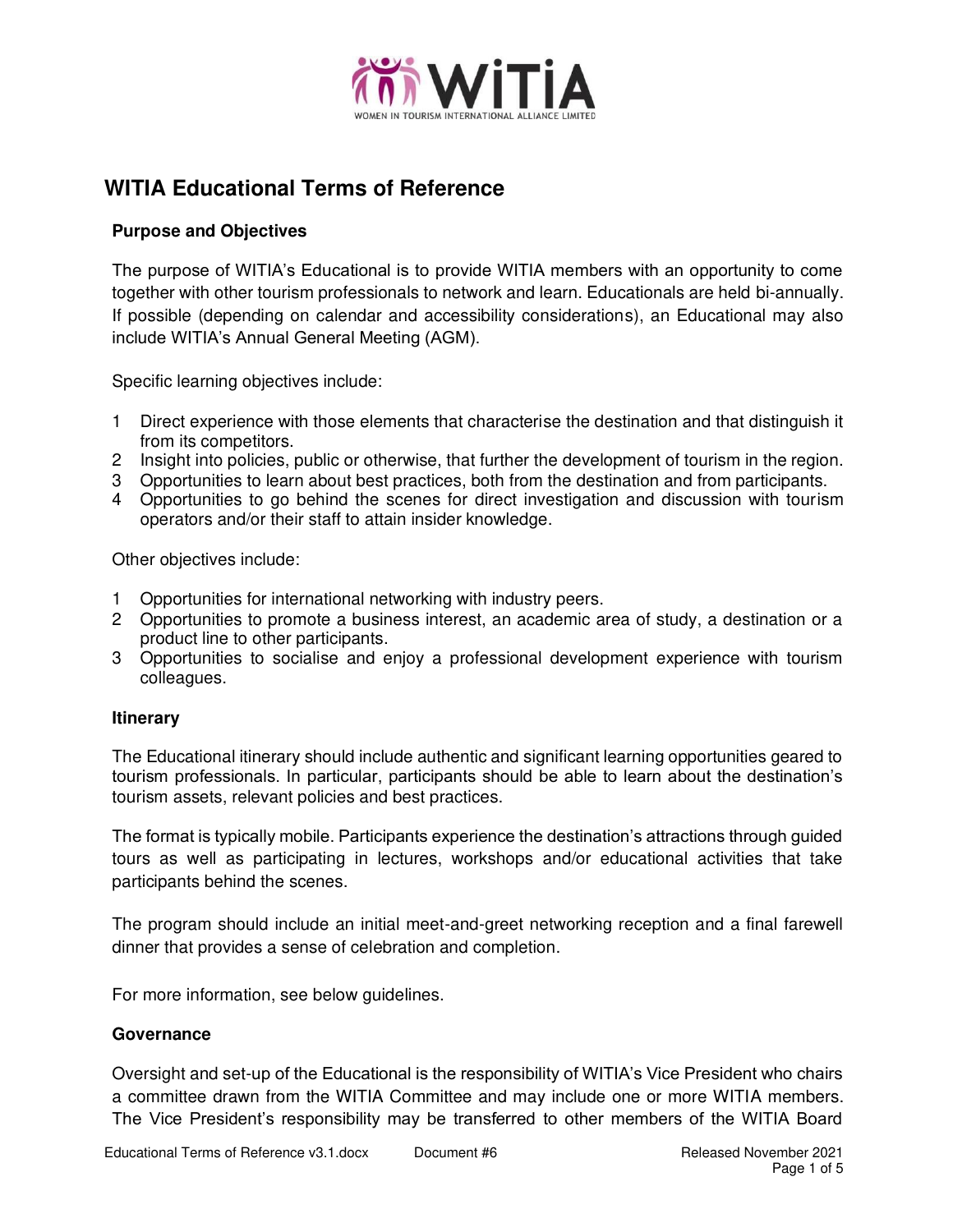# WITIA Educational Terms of Reference

## Purpose and Objectives

The purpose of WITIA's Educational is to provide WITIA members with an opportunity to come together with other tourism professionals to network and learn. Educationals are held bi-annually. If possible (depending on calendar and accessibility considerations), an Educational may also include WITIA's Annual General Meeting (AGM).

Specific learning objectives include:

1. Direct experience with those elements that characterise the destination and that distinguish it from its competitors.
2. Insight into policies, public or otherwise, that further the development of tourism in the region.
3. Opportunities to learn about best practices, both from the destination and from participants.
4. Opportunities to go behind the scenes for direct investigation and discussion with tourism operators and/or their staff to attain insider knowledge.

Other objectives include:

1. Opportunities for international networking with industry peers.
2. Opportunities to promote a business interest, an academic area of study, a destination or a product line to other participants.
3. Opportunities to socialise and enjoy a professional development experience with tourism colleagues.

## Itinerary

The Educational itinerary should include authentic and significant learning opportunities geared to tourism professionals. In particular, participants should be able to learn about the destination's tourism assets, relevant policies and best practices.

The format is typically mobile. Participants experience the destination's attractions through guided tours as well as participating in lectures, workshops and/or educational activities that take participants behind the scenes.

The program should include an initial meet-and-greet networking reception and a final farewell dinner that provides a sense of celebration and completion.

For more information, see below guidelines.

## Governance

Oversight and set-up of the Educational is the responsibility of WITIA's Vice President who chairs a committee drawn from the WITIA Committee and may include one or more WITIA members. The Vice President's responsibility may be transferred to other members of the WITIA Board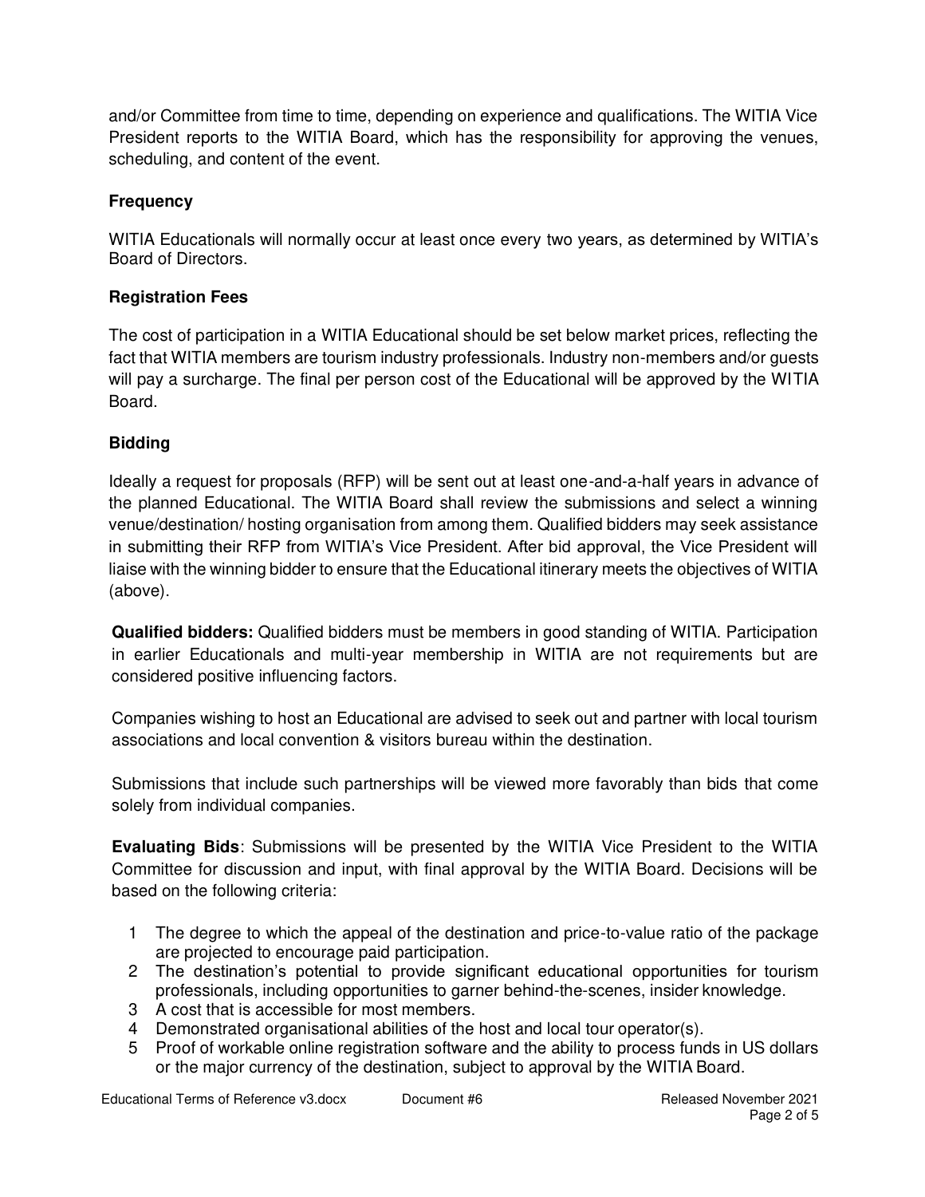and/or Committee from time to time, depending on experience and qualifications. The WITIA Vice President reports to the WITIA Board, which has the responsibility for approving the venues, scheduling, and content of the event.

### Frequency

WITIA Educationals will normally occur at least once every two years, as determined by WITIA's Board of Directors.

### Registration Fees

The cost of participation in a WITIA Educational should be set below market prices, reflecting the fact that WITIA members are tourism industry professionals. Industry non-members and/or guests will pay a surcharge. The final per person cost of the Educational will be approved by the WITIA Board.

### Bidding

Ideally a request for proposals (RFP) will be sent out at least one-and-a-half years in advance of the planned Educational. The WITIA Board shall review the submissions and select a winning venue/destination/ hosting organisation from among them. Qualified bidders may seek assistance in submitting their RFP from WITIA's Vice President. After bid approval, the Vice President will liaise with the winning bidder to ensure that the Educational itinerary meets the objectives of WITIA (above).

**Qualified bidders:** Qualified bidders must be members in good standing of WITIA. Participation in earlier Educationals and multi-year membership in WITIA are not requirements but are considered positive influencing factors.

Companies wishing to host an Educational are advised to seek out and partner with local tourism associations and local convention & visitors bureau within the destination.

Submissions that include such partnerships will be viewed more favorably than bids that come solely from individual companies.

**Evaluating Bids**: Submissions will be presented by the WITIA Vice President to the WITIA Committee for discussion and input, with final approval by the WITIA Board. Decisions will be based on the following criteria:

1. The degree to which the appeal of the destination and price-to-value ratio of the package are projected to encourage paid participation.
2. The destination's potential to provide significant educational opportunities for tourism professionals, including opportunities to garner behind-the-scenes, insider knowledge.
3. A cost that is accessible for most members.
4. Demonstrated organisational abilities of the host and local tour operator(s).
5. Proof of workable online registration software and the ability to process funds in US dollars or the major currency of the destination, subject to approval by the WITIA Board.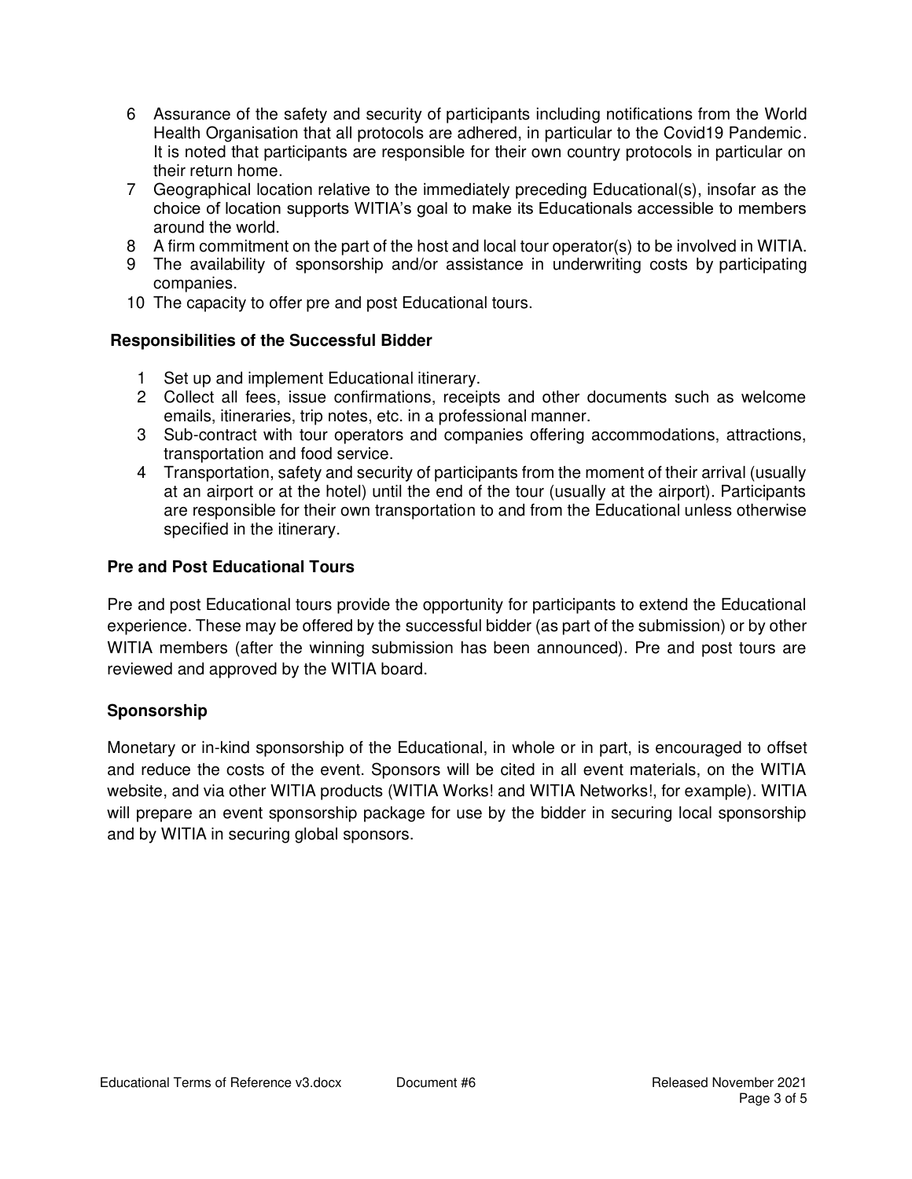6. Assurance of the safety and security of participants including notifications from the World Health Organisation that all protocols are adhered, in particular to the Covid19 Pandemic. It is noted that participants are responsible for their own country protocols in particular on their return home.
7. Geographical location relative to the immediately preceding Educational(s), insofar as the choice of location supports WITIA's goal to make its Educationals accessible to members around the world.
8. A firm commitment on the part of the host and local tour operator(s) to be involved in WITIA.
9. The availability of sponsorship and/or assistance in underwriting costs by participating companies.
10. The capacity to offer pre and post Educational tours.

### Responsibilities of the Successful Bidder

1. Set up and implement Educational itinerary.
2. Collect all fees, issue confirmations, receipts and other documents such as welcome emails, itineraries, trip notes, etc. in a professional manner.
3. Sub-contract with tour operators and companies offering accommodations, attractions, transportation and food service.
4. Transportation, safety and security of participants from the moment of their arrival (usually at an airport or at the hotel) until the end of the tour (usually at the airport). Participants are responsible for their own transportation to and from the Educational unless otherwise specified in the itinerary.

### Pre and Post Educational Tours

Pre and post Educational tours provide the opportunity for participants to extend the Educational experience. These may be offered by the successful bidder (as part of the submission) or by other WITIA members (after the winning submission has been announced). Pre and post tours are reviewed and approved by the WITIA board.

### Sponsorship

Monetary or in-kind sponsorship of the Educational, in whole or in part, is encouraged to offset and reduce the costs of the event. Sponsors will be cited in all event materials, on the WITIA website, and via other WITIA products (WITIA Works! and WITIA Networks!, for example). WITIA will prepare an event sponsorship package for use by the bidder in securing local sponsorship and by WITIA in securing global sponsors.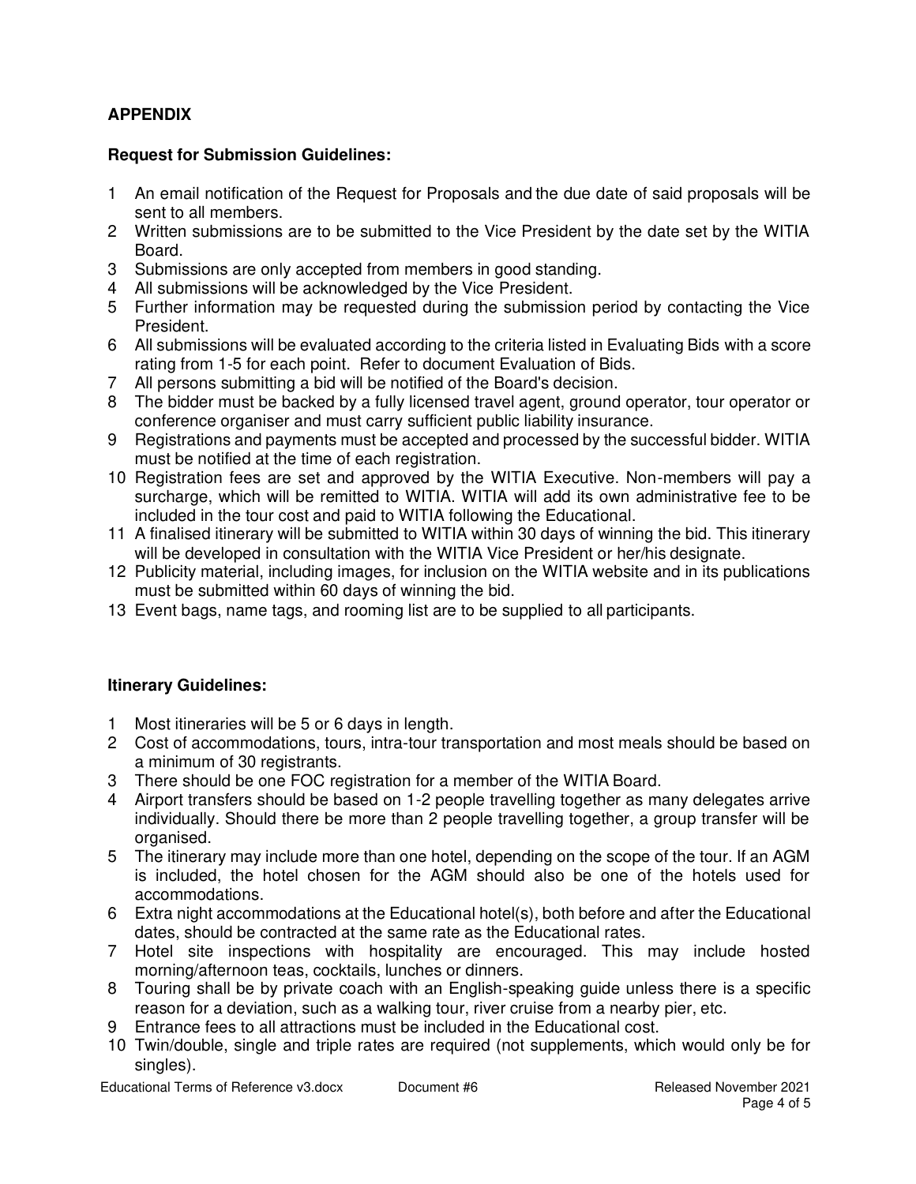## APPENDIX

### Request for Submission Guidelines:

1. An email notification of the Request for Proposals and the due date of said proposals will be sent to all members.
2. Written submissions are to be submitted to the Vice President by the date set by the WITIA Board.
3. Submissions are only accepted from members in good standing.
4. All submissions will be acknowledged by the Vice President.
5. Further information may be requested during the submission period by contacting the Vice President.
6. All submissions will be evaluated according to the criteria listed in Evaluating Bids with a score rating from 1-5 for each point. Refer to document Evaluation of Bids.
7. All persons submitting a bid will be notified of the Board's decision.
8. The bidder must be backed by a fully licensed travel agent, ground operator, tour operator or conference organiser and must carry sufficient public liability insurance.
9. Registrations and payments must be accepted and processed by the successful bidder. WITIA must be notified at the time of each registration.
10. Registration fees are set and approved by the WITIA Executive. Non-members will pay a surcharge, which will be remitted to WITIA. WITIA will add its own administrative fee to be included in the tour cost and paid to WITIA following the Educational.
11. A finalised itinerary will be submitted to WITIA within 30 days of winning the bid. This itinerary will be developed in consultation with the WITIA Vice President or her/his designate.
12. Publicity material, including images, for inclusion on the WITIA website and in its publications must be submitted within 60 days of winning the bid.
13. Event bags, name tags, and rooming list are to be supplied to all participants.

### Itinerary Guidelines:

1. Most itineraries will be 5 or 6 days in length.
2. Cost of accommodations, tours, intra-tour transportation and most meals should be based on a minimum of 30 registrants.
3. There should be one FOC registration for a member of the WITIA Board.
4. Airport transfers should be based on 1-2 people travelling together as many delegates arrive individually. Should there be more than 2 people travelling together, a group transfer will be organised.
5. The itinerary may include more than one hotel, depending on the scope of the tour. If an AGM is included, the hotel chosen for the AGM should also be one of the hotels used for accommodations.
6. Extra night accommodations at the Educational hotel(s), both before and after the Educational dates, should be contracted at the same rate as the Educational rates.
7. Hotel site inspections with hospitality are encouraged. This may include hosted morning/afternoon teas, cocktails, lunches or dinners.
8. Touring shall be by private coach with an English-speaking guide unless there is a specific reason for a deviation, such as a walking tour, river cruise from a nearby pier, etc.
9. Entrance fees to all attractions must be included in the Educational cost.
10. Twin/double, single and triple rates are required (not supplements, which would only be for singles).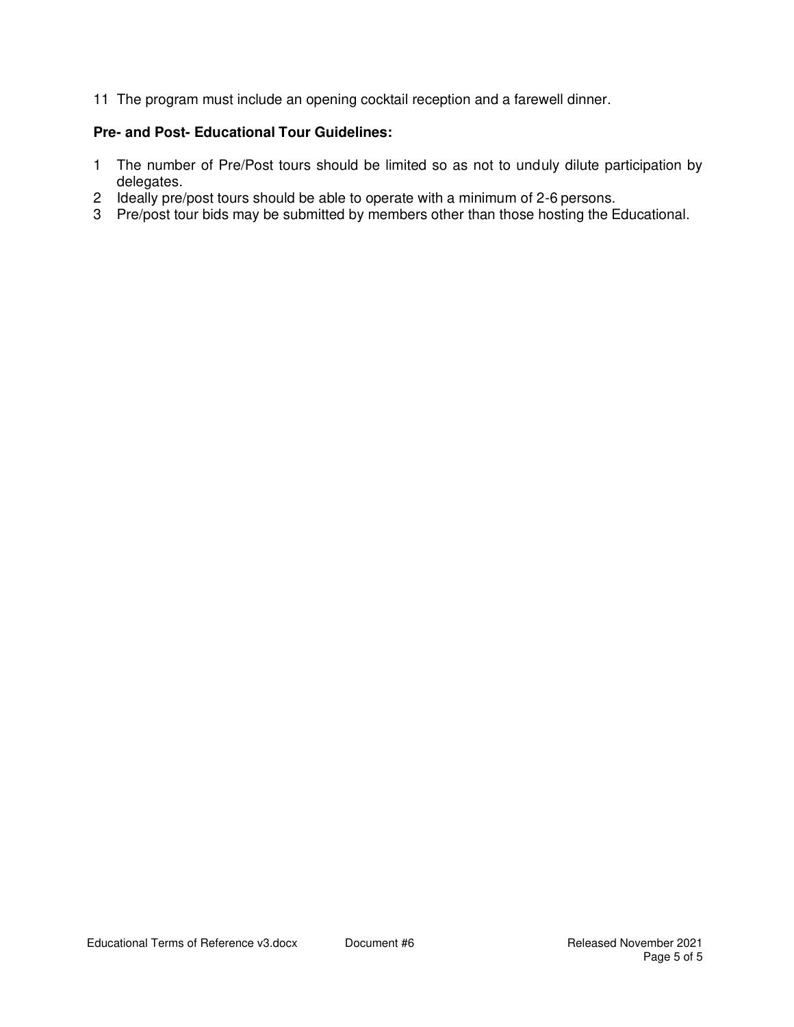11. The program must include an opening cocktail reception and a farewell dinner.

**Pre- and Post- Educational Tour Guidelines:**

1. The number of Pre/Post tours should be limited so as not to unduly dilute participation by delegates.
2. Ideally pre/post tours should be able to operate with a minimum of 2-6 persons.
3. Pre/post tour bids may be submitted by members other than those hosting the Educational.